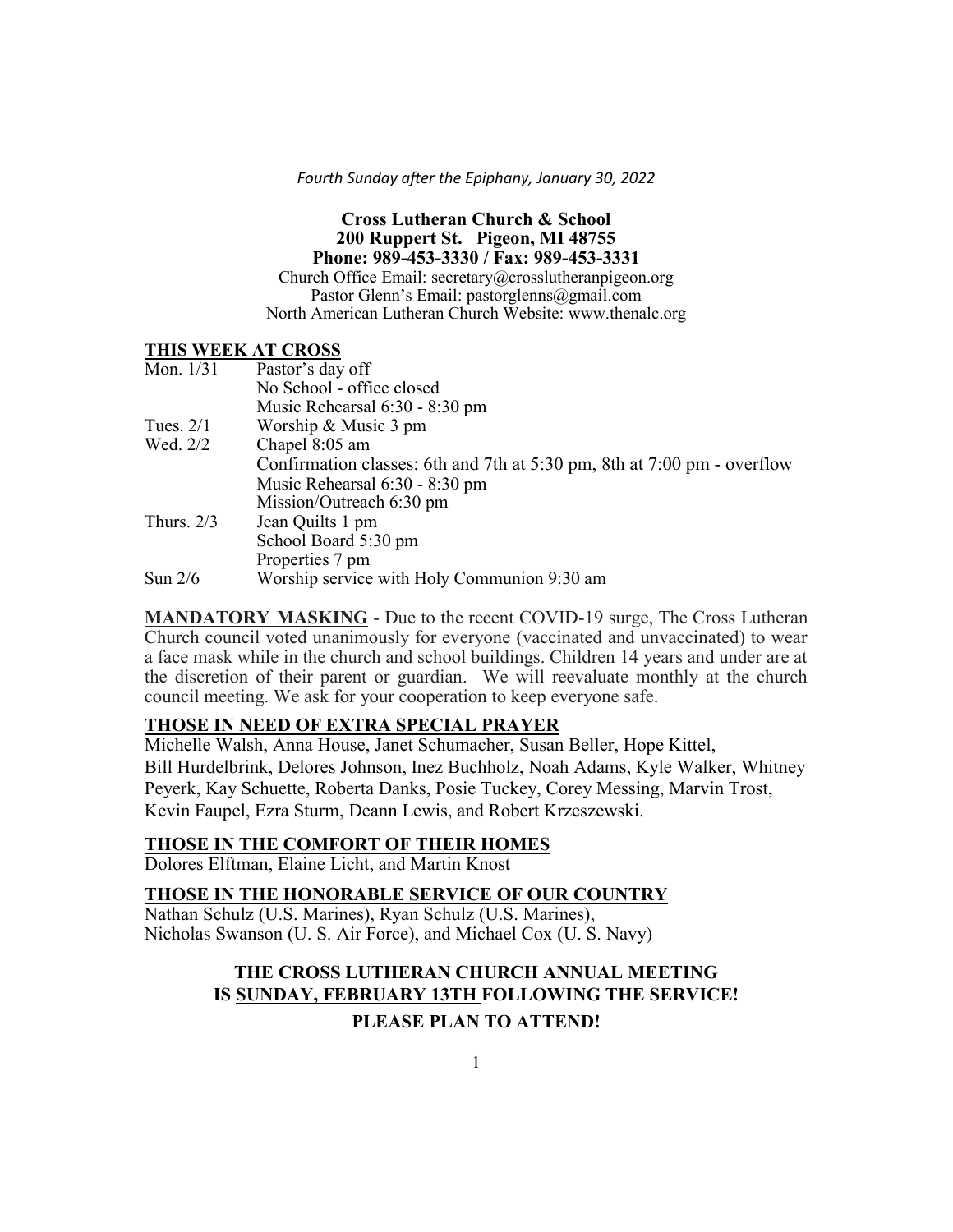*Fourth Sunday after the Epiphany, January 30, 2022*

**Cross Lutheran Church & School**
**200 Ruppert St. Pigeon, MI 48755**
**Phone: 989-453-3330 / Fax: 989-453-3331**
Church Office Email: secretary@crosslutheranpigeon.org
Pastor Glenn's Email: pastorglenns@gmail.com
North American Lutheran Church Website: www.thenalc.org

## THIS WEEK AT CROSS

| | |
|---|---|
| Mon. 1/31 | Pastor's day off |
| | No School - office closed |
| | Music Rehearsal 6:30 - 8:30 pm |
| Tues. 2/1 | Worship & Music 3 pm |
| Wed. 2/2 | Chapel 8:05 am |
| | Confirmation classes: 6th and 7th at 5:30 pm, 8th at 7:00 pm - overflow |
| | Music Rehearsal 6:30 - 8:30 pm |
| | Mission/Outreach 6:30 pm |
| Thurs. 2/3 | Jean Quilts 1 pm |
| | School Board 5:30 pm |
| | Properties 7 pm |
| Sun 2/6 | Worship service with Holy Communion 9:30 am |

**MANDATORY MASKING** - Due to the recent COVID-19 surge, The Cross Lutheran Church council voted unanimously for everyone (vaccinated and unvaccinated) to wear a face mask while in the church and school buildings. Children 14 years and under are at the discretion of their parent or guardian. We will reevaluate monthly at the church council meeting. We ask for your cooperation to keep everyone safe.

## THOSE IN NEED OF EXTRA SPECIAL PRAYER

Michelle Walsh, Anna House, Janet Schumacher, Susan Beller, Hope Kittel, Bill Hurdelbrink, Delores Johnson, Inez Buchholz, Noah Adams, Kyle Walker, Whitney Peyerk, Kay Schuette, Roberta Danks, Posie Tuckey, Corey Messing, Marvin Trost, Kevin Faupel, Ezra Sturm, Deann Lewis, and Robert Krzeszewski.

## THOSE IN THE COMFORT OF THEIR HOMES

Dolores Elftman, Elaine Licht, and Martin Knost

## THOSE IN THE HONORABLE SERVICE OF OUR COUNTRY

Nathan Schulz (U.S. Marines), Ryan Schulz (U.S. Marines),
Nicholas Swanson (U. S. Air Force), and Michael Cox (U. S. Navy)

**THE CROSS LUTHERAN CHURCH ANNUAL MEETING IS SUNDAY, FEBRUARY 13TH FOLLOWING THE SERVICE!**

**PLEASE PLAN TO ATTEND!**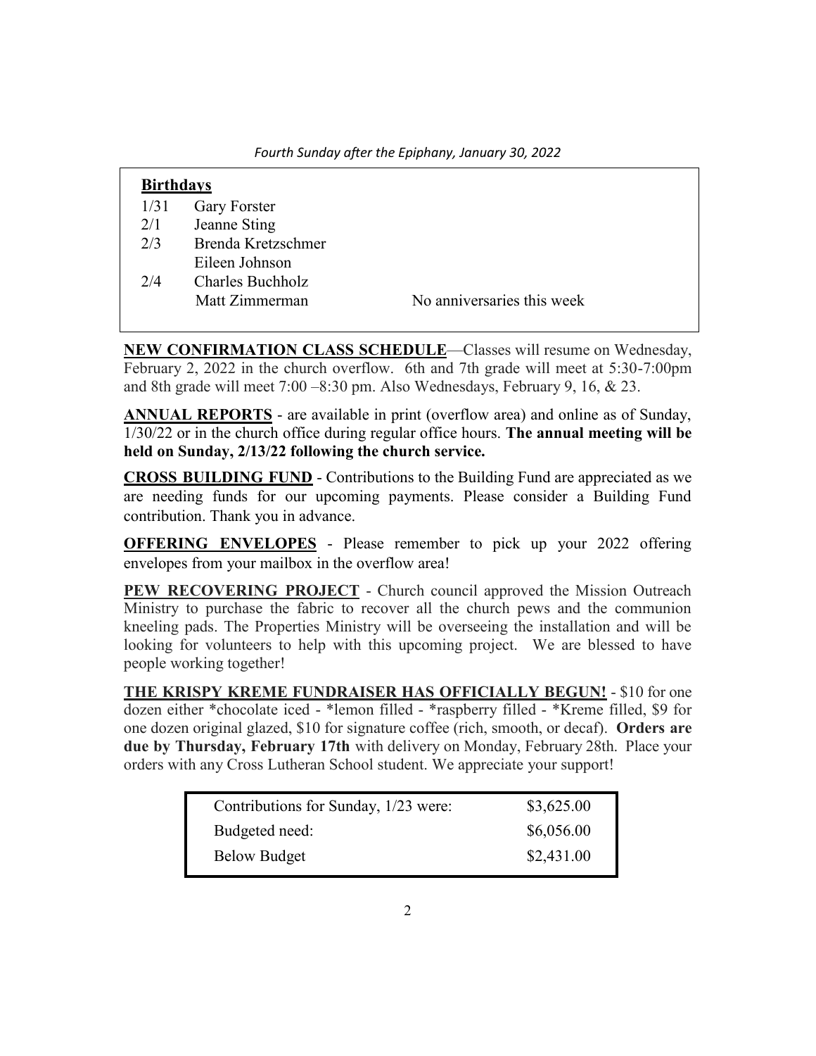*Fourth Sunday after the Epiphany, January 30, 2022*

**Birthdays**

| | | |
|---|---|---|
| 1/31 | Gary Forster | |
| 2/1 | Jeanne Sting | |
| 2/3 | Brenda Kretzschmer | |
| | Eileen Johnson | |
| 2/4 | Charles Buchholz | |
| | Matt Zimmerman | No anniversaries this week |

**NEW CONFIRMATION CLASS SCHEDULE**—Classes will resume on Wednesday, February 2, 2022 in the church overflow. 6th and 7th grade will meet at 5:30-7:00pm and 8th grade will meet 7:00 –8:30 pm. Also Wednesdays, February 9, 16, & 23.

**ANNUAL REPORTS** - are available in print (overflow area) and online as of Sunday, 1/30/22 or in the church office during regular office hours. **The annual meeting will be held on Sunday, 2/13/22 following the church service.**

**CROSS BUILDING FUND** - Contributions to the Building Fund are appreciated as we are needing funds for our upcoming payments. Please consider a Building Fund contribution. Thank you in advance.

**OFFERING ENVELOPES** - Please remember to pick up your 2022 offering envelopes from your mailbox in the overflow area!

**PEW RECOVERING PROJECT** - Church council approved the Mission Outreach Ministry to purchase the fabric to recover all the church pews and the communion kneeling pads. The Properties Ministry will be overseeing the installation and will be looking for volunteers to help with this upcoming project. We are blessed to have people working together!

**THE KRISPY KREME FUNDRAISER HAS OFFICIALLY BEGUN!** - $10 for one dozen either *chocolate iced - *lemon filled - *raspberry filled - *Kreme filled, $9 for one dozen original glazed, $10 for signature coffee (rich, smooth, or decaf). **Orders are due by Thursday, February 17th** with delivery on Monday, February 28th. Place your orders with any Cross Lutheran School student. We appreciate your support!

| | |
|---|---|
| Contributions for Sunday, 1/23 were: | $3,625.00 |
| Budgeted need: | $6,056.00 |
| Below Budget | $2,431.00 |